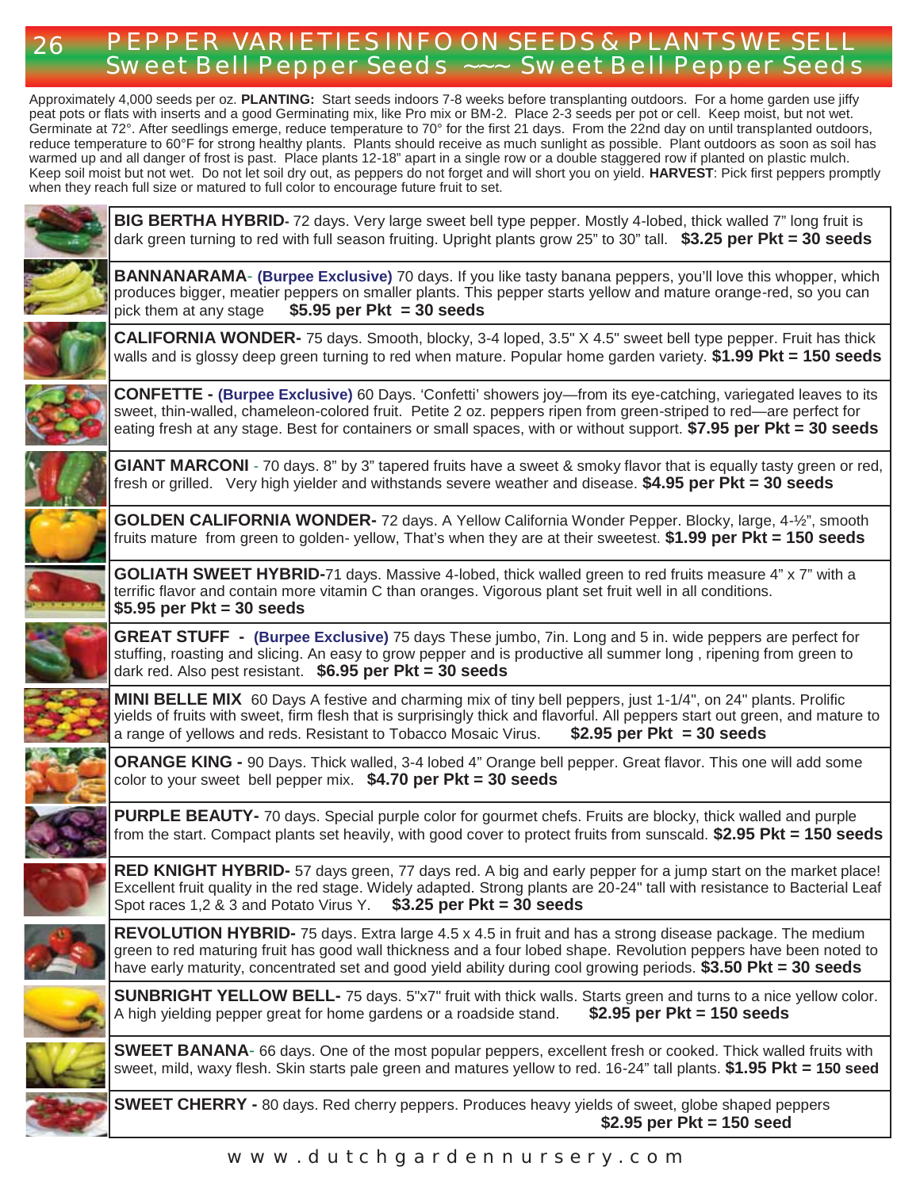# PEPPER VARIETIES INFO ON SEEDS & PLANTS WE SELL
## Sweet Bell Pepper Seeds ~~~ Sweet Bell Pepper Seeds

Approximately 4,000 seeds per oz. **PLANTING:** Start seeds indoors 7-8 weeks before transplanting outdoors. For a home garden use jiffy peat pots or flats with inserts and a good Germinating mix, like Pro mix or BM-2. Place 2-3 seeds per pot or cell. Keep moist, but not wet. Germinate at 72°. After seedlings emerge, reduce temperature to 70° for the first 21 days. From the 22nd day on until transplanted outdoors, reduce temperature to 60°F for strong healthy plants. Plants should receive as much sunlight as possible. Plant outdoors as soon as soil has warmed up and all danger of frost is past. Place plants 12-18" apart in a single row or a double staggered row if planted on plastic mulch. Keep soil moist but not wet. Do not let soil dry out, as peppers do not forget and will short you on yield. **HARVEST**: Pick first peppers promptly when they reach full size or matured to full color to encourage future fruit to set.

**BIG BERTHA HYBRID-** 72 days. Very large sweet bell type pepper. Mostly 4-lobed, thick walled 7" long fruit is dark green turning to red with full season fruiting. Upright plants grow 25" to 30" tall. **$3.25 per Pkt = 30 seeds**

**BANNANARAMA- (Burpee Exclusive)** 70 days. If you like tasty banana peppers, you'll love this whopper, which produces bigger, meatier peppers on smaller plants. This pepper starts yellow and mature orange-red, so you can pick them at any stage **$5.95 per Pkt = 30 seeds**

**CALIFORNIA WONDER-** 75 days. Smooth, blocky, 3-4 loped, 3.5" X 4.5" sweet bell type pepper. Fruit has thick walls and is glossy deep green turning to red when mature. Popular home garden variety. **$1.99 Pkt = 150 seeds**

**CONFETTE - (Burpee Exclusive)** 60 Days. 'Confetti' showers joy—from its eye-catching, variegated leaves to its sweet, thin-walled, chameleon-colored fruit. Petite 2 oz. peppers ripen from green-striped to red—are perfect for eating fresh at any stage. Best for containers or small spaces, with or without support. **$7.95 per Pkt = 30 seeds**

**GIANT MARCONI** - 70 days. 8" by 3" tapered fruits have a sweet & smoky flavor that is equally tasty green or red, fresh or grilled. Very high yielder and withstands severe weather and disease. **$4.95 per Pkt = 30 seeds**

**GOLDEN CALIFORNIA WONDER-** 72 days. A Yellow California Wonder Pepper. Blocky, large, 4-½", smooth fruits mature from green to golden- yellow, That's when they are at their sweetest. **$1.99 per Pkt = 150 seeds**

**GOLIATH SWEET HYBRID-**71 days. Massive 4-lobed, thick walled green to red fruits measure 4" x 7" with a terrific flavor and contain more vitamin C than oranges. Vigorous plant set fruit well in all conditions. **$5.95 per Pkt = 30 seeds**

**GREAT STUFF - (Burpee Exclusive)** 75 days These jumbo, 7in. Long and 5 in. wide peppers are perfect for stuffing, roasting and slicing. An easy to grow pepper and is productive all summer long , ripening from green to dark red. Also pest resistant. **$6.95 per Pkt = 30 seeds**

**MINI BELLE MIX** 60 Days A festive and charming mix of tiny bell peppers, just 1-1/4", on 24" plants. Prolific yields of fruits with sweet, firm flesh that is surprisingly thick and flavorful. All peppers start out green, and mature to a range of yellows and reds. Resistant to Tobacco Mosaic Virus. **$2.95 per Pkt = 30 seeds**

**ORANGE KING -** 90 Days. Thick walled, 3-4 lobed 4" Orange bell pepper. Great flavor. This one will add some color to your sweet bell pepper mix. **$4.70 per Pkt = 30 seeds**

**PURPLE BEAUTY-** 70 days. Special purple color for gourmet chefs. Fruits are blocky, thick walled and purple from the start. Compact plants set heavily, with good cover to protect fruits from sunscald. **$2.95 Pkt = 150 seeds**

**RED KNIGHT HYBRID-** 57 days green, 77 days red. A big and early pepper for a jump start on the market place! Excellent fruit quality in the red stage. Widely adapted. Strong plants are 20-24" tall with resistance to Bacterial Leaf Spot races 1,2 & 3 and Potato Virus Y. **$3.25 per Pkt = 30 seeds**

**REVOLUTION HYBRID-** 75 days. Extra large 4.5 x 4.5 in fruit and has a strong disease package. The medium green to red maturing fruit has good wall thickness and a four lobed shape. Revolution peppers have been noted to have early maturity, concentrated set and good yield ability during cool growing periods. **$3.50 Pkt = 30 seeds**

**SUNBRIGHT YELLOW BELL-** 75 days. 5"x7" fruit with thick walls. Starts green and turns to a nice yellow color. A high yielding pepper great for home gardens or a roadside stand. **$2.95 per Pkt = 150 seeds**

**SWEET BANANA-** 66 days. One of the most popular peppers, excellent fresh or cooked. Thick walled fruits with sweet, mild, waxy flesh. Skin starts pale green and matures yellow to red. 16-24" tall plants. **$1.95 Pkt = 150 seed**

**SWEET CHERRY -** 80 days. Red cherry peppers. Produces heavy yields of sweet, globe shaped peppers **$2.95 per Pkt = 150 seed**

www.dutchgardennursery.com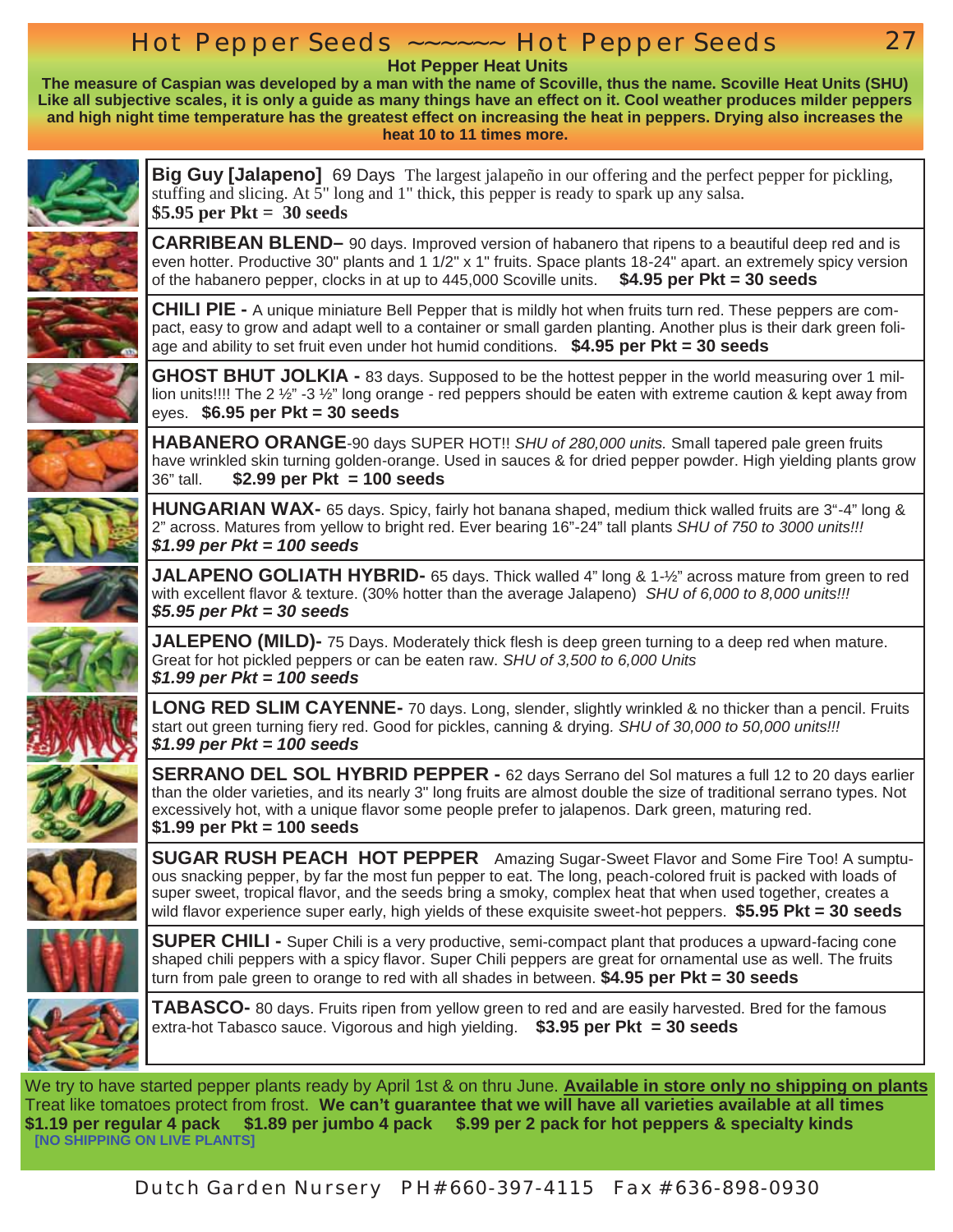# Hot Pepper Seeds ~~~~~~ Hot Pepper Seeds

**Hot Pepper Heat Units**

**The measure of Caspian was developed by a man with the name of Scoville, thus the name. Scoville Heat Units (SHU) Like all subjective scales, it is only a guide as many things have an effect on it. Cool weather produces milder peppers and high night time temperature has the greatest effect on increasing the heat in peppers. Drying also increases the heat 10 to 11 times more.**

**Big Guy [Jalapeno]** 69 Days The largest jalapeño in our offering and the perfect pepper for pickling, stuffing and slicing. At 5" long and 1" thick, this pepper is ready to spark up any salsa.
**$5.95 per Pkt = 30 seeds**

**CARRIBEAN BLEND–** 90 days. Improved version of habanero that ripens to a beautiful deep red and is even hotter. Productive 30" plants and 1 1/2" x 1" fruits. Space plants 18-24" apart. an extremely spicy version of the habanero pepper, clocks in at up to 445,000 Scoville units. **$4.95 per Pkt = 30 seeds**

**CHILI PIE -** A unique miniature Bell Pepper that is mildly hot when fruits turn red. These peppers are compact, easy to grow and adapt well to a container or small garden planting. Another plus is their dark green foliage and ability to set fruit even under hot humid conditions. **$4.95 per Pkt = 30 seeds**

**GHOST BHUT JOLKIA -** 83 days. Supposed to be the hottest pepper in the world measuring over 1 million units!!!! The 2 ½" -3 ½" long orange - red peppers should be eaten with extreme caution & kept away from eyes. **$6.95 per Pkt = 30 seeds**

**HABANERO ORANGE**-90 days SUPER HOT!! *SHU of 280,000 units.* Small tapered pale green fruits have wrinkled skin turning golden-orange. Used in sauces & for dried pepper powder. High yielding plants grow 36" tall. **$2.99 per Pkt = 100 seeds**

**HUNGARIAN WAX-** 65 days. Spicy, fairly hot banana shaped, medium thick walled fruits are 3"-4" long & 2" across. Matures from yellow to bright red. Ever bearing 16"-24" tall plants *SHU of 750 to 3000 units!!!*
***$1.99 per Pkt = 100 seeds***

**JALAPENO GOLIATH HYBRID-** 65 days. Thick walled 4" long & 1-½" across mature from green to red with excellent flavor & texture. (30% hotter than the average Jalapeno) *SHU of 6,000 to 8,000 units!!!*
***$5.95 per Pkt = 30 seeds***

**JALEPENO (MILD)-** 75 Days. Moderately thick flesh is deep green turning to a deep red when mature. Great for hot pickled peppers or can be eaten raw. *SHU of 3,500 to 6,000 Units*
***$1.99 per Pkt = 100 seeds***

**LONG RED SLIM CAYENNE-** 70 days. Long, slender, slightly wrinkled & no thicker than a pencil. Fruits start out green turning fiery red. Good for pickles, canning & drying. *SHU of 30,000 to 50,000 units!!!*
***$1.99 per Pkt = 100 seeds***

**SERRANO DEL SOL HYBRID PEPPER -** 62 days Serrano del Sol matures a full 12 to 20 days earlier than the older varieties, and its nearly 3" long fruits are almost double the size of traditional serrano types. Not excessively hot, with a unique flavor some people prefer to jalapenos. Dark green, maturing red.
**$1.99 per Pkt = 100 seeds**

**SUGAR RUSH PEACH HOT PEPPER** Amazing Sugar-Sweet Flavor and Some Fire Too! A sumptuous snacking pepper, by far the most fun pepper to eat. The long, peach-colored fruit is packed with loads of super sweet, tropical flavor, and the seeds bring a smoky, complex heat that when used together, creates a wild flavor experience super early, high yields of these exquisite sweet-hot peppers. **$5.95 Pkt = 30 seeds**

**SUPER CHILI -** Super Chili is a very productive, semi-compact plant that produces a upward-facing cone shaped chili peppers with a spicy flavor. Super Chili peppers are great for ornamental use as well. The fruits turn from pale green to orange to red with all shades in between. **$4.95 per Pkt = 30 seeds**

**TABASCO-** 80 days. Fruits ripen from yellow green to red and are easily harvested. Bred for the famous extra-hot Tabasco sauce. Vigorous and high yielding. **$3.95 per Pkt = 30 seeds**

We try to have started pepper plants ready by April 1st & on thru June. **Available in store only no shipping on plants**
Treat like tomatoes protect from frost. **We can't guarantee that we will have all varieties available at all times**
**$1.19 per regular 4 pack $1.89 per jumbo 4 pack $.99 per 2 pack for hot peppers & specialty kinds**
**[NO SHIPPING ON LIVE PLANTS]**

Dutch Garden Nursery PH#660-397-4115 Fax #636-898-0930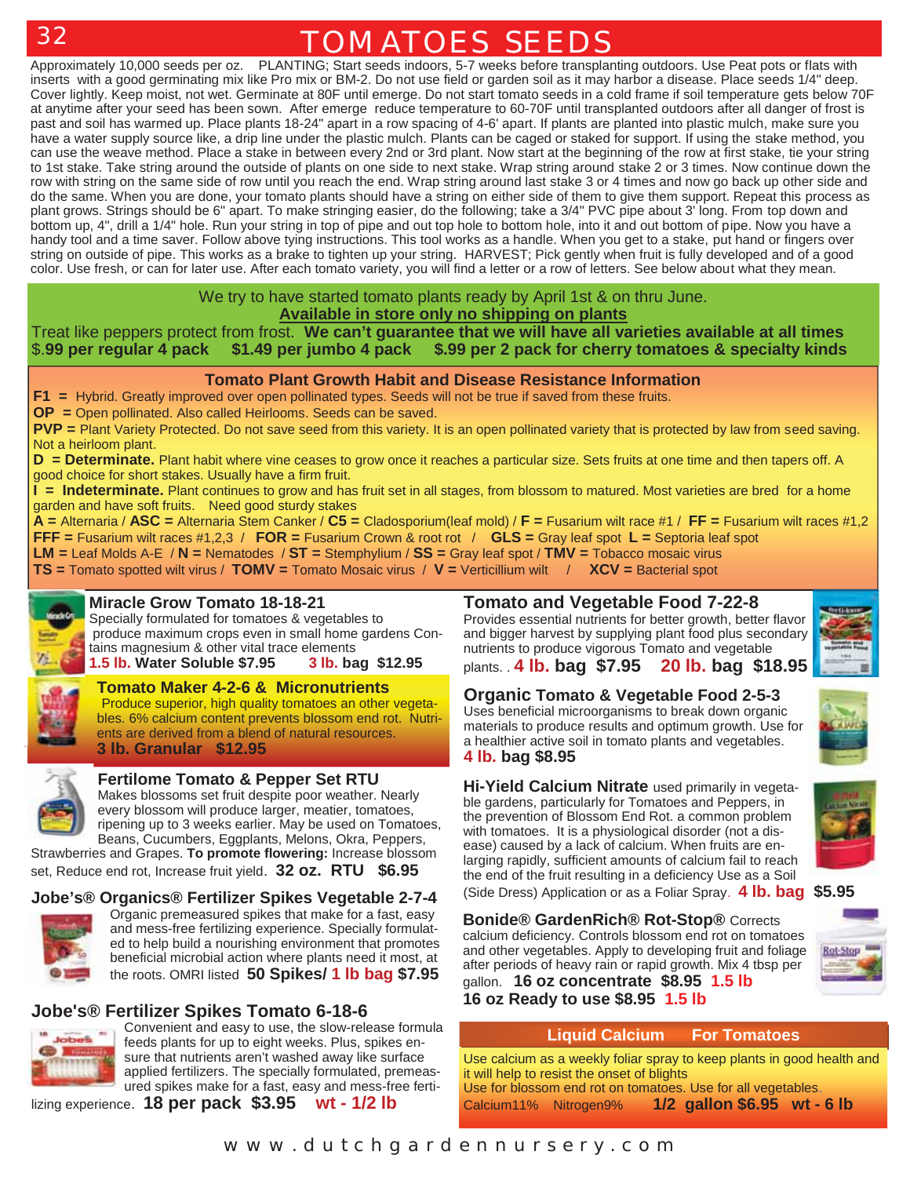# TOMATOES SEEDS

Approximately 10,000 seeds per oz. PLANTING; Start seeds indoors, 5-7 weeks before transplanting outdoors. Use Peat pots or flats with inserts with a good germinating mix like Pro mix or BM-2. Do not use field or garden soil as it may harbor a disease. Place seeds 1/4" deep. Cover lightly. Keep moist, not wet. Germinate at 80F until emerge. Do not start tomato seeds in a cold frame if soil temperature gets below 70F at anytime after your seed has been sown. After emerge reduce temperature to 60-70F until transplanted outdoors after all danger of frost is past and soil has warmed up. Place plants 18-24" apart in a row spacing of 4-6' apart. If plants are planted into plastic mulch, make sure you have a water supply source like, a drip line under the plastic mulch. Plants can be caged or staked for support. If using the stake method, you can use the weave method. Place a stake in between every 2nd or 3rd plant. Now start at the beginning of the row at first stake, tie your string to 1st stake. Take string around the outside of plants on one side to next stake. Wrap string around stake 2 or 3 times. Now continue down the row with string on the same side of row until you reach the end. Wrap string around last stake 3 or 4 times and now go back up other side and do the same. When you are done, your tomato plants should have a string on either side of them to give them support. Repeat this process as plant grows. Strings should be 6" apart. To make stringing easier, do the following; take a 3/4" PVC pipe about 3' long. From top down and bottom up, 4", drill a 1/4" hole. Run your string in top of pipe and out top hole to bottom hole, into it and out bottom of pipe. Now you have a handy tool and a time saver. Follow above tying instructions. This tool works as a handle. When you get to a stake, put hand or fingers over string on outside of pipe. This works as a brake to tighten up your string. HARVEST; Pick gently when fruit is fully developed and of a good color. Use fresh, or can for later use. After each tomato variety, you will find a letter or a row of letters. See below about what they mean.

We try to have started tomato plants ready by April 1st & on thru June.
**Available in store only no shipping on plants**
Treat like peppers protect from frost. **We can't guarantee that we will have all varieties available at all times**
**$.99 per regular 4 pack $1.49 per jumbo 4 pack $.99 per 2 pack for cherry tomatoes & specialty kinds**

## Tomato Plant Growth Habit and Disease Resistance Information

**F1 =** Hybrid. Greatly improved over open pollinated types. Seeds will not be true if saved from these fruits.
**OP =** Open pollinated. Also called Heirlooms. Seeds can be saved.
**PVP =** Plant Variety Protected. Do not save seed from this variety. It is an open pollinated variety that is protected by law from seed saving. Not a heirloom plant.
**D = Determinate.** Plant habit where vine ceases to grow once it reaches a particular size. Sets fruits at one time and then tapers off. A good choice for short stakes. Usually have a firm fruit.
**I = Indeterminate.** Plant continues to grow and has fruit set in all stages, from blossom to matured. Most varieties are bred for a home garden and have soft fruits. Need good sturdy stakes
**A =** Alternaria / **ASC =** Alternaria Stem Canker / **C5 =** Cladosporium(leaf mold) / **F =** Fusarium wilt race #1 / **FF =** Fusarium wilt races #1,2
**FFF =** Fusarium wilt races #1,2,3 / **FOR =** Fusarium Crown & root rot / **GLS =** Gray leaf spot **L =** Septoria leaf spot
**LM =** Leaf Molds A-E / **N =** Nematodes / **ST =** Stemphylium / **SS =** Gray leaf spot / **TMV =** Tobacco mosaic virus
**TS =** Tomato spotted wilt virus / **TOMV =** Tomato Mosaic virus / **V =** Verticillium wilt / **XCV =** Bacterial spot

### Miracle Grow Tomato 18-18-21
Specially formulated for tomatoes & vegetables to produce maximum crops even in small home gardens Contains magnesium & other vital trace elements
**1.5 lb. Water Soluble $7.95 3 lb. bag $12.95**

### Tomato Maker 4-2-6 & Micronutrients
Produce superior, high quality tomatoes an other vegetables. 6% calcium content prevents blossom end rot. Nutrients are derived from a blend of natural resources.
**3 lb. Granular $12.95**

### Fertilome Tomato & Pepper Set RTU
Makes blossoms set fruit despite poor weather. Nearly every blossom will produce larger, meatier, tomatoes, ripening up to 3 weeks earlier. May be used on Tomatoes, Beans, Cucumbers, Eggplants, Melons, Okra, Peppers, Strawberries and Grapes. **To promote flowering:** Increase blossom set, Reduce end rot, Increase fruit yield. **32 oz. RTU $6.95**

### Jobe's® Organics® Fertilizer Spikes Vegetable 2-7-4
Organic premeasured spikes that make for a fast, easy and mess-free fertilizing experience. Specially formulated to help build a nourishing environment that promotes beneficial microbial action where plants need it most, at the roots. OMRI listed **50 Spikes/ 1 lb bag $7.95**

### Jobe's® Fertilizer Spikes Tomato 6-18-6
Convenient and easy to use, the slow-release formula feeds plants for up to eight weeks. Plus, spikes ensure that nutrients aren't washed away like surface applied fertilizers. The specially formulated, premeasured spikes make for a fast, easy and mess-free fertilizing experience. **18 per pack $3.95 wt - 1/2 lb**

### Tomato and Vegetable Food 7-22-8
Provides essential nutrients for better growth, better flavor and bigger harvest by supplying plant food plus secondary nutrients to produce vigorous Tomato and vegetable plants. **4 lb. bag $7.95 20 lb. bag $18.95**

### Organic Tomato & Vegetable Food 2-5-3
Uses beneficial microorganisms to break down organic materials to produce results and optimum growth. Use for a healthier active soil in tomato plants and vegetables.
**4 lb. bag $8.95**

### Hi-Yield Calcium Nitrate
used primarily in vegetable gardens, particularly for Tomatoes and Peppers, in the prevention of Blossom End Rot. a common problem with tomatoes. It is a physiological disorder (not a disease) caused by a lack of calcium. When fruits are enlarging rapidly, sufficient amounts of calcium fail to reach the end of the fruit resulting in a deficiency Use as a Soil (Side Dress) Application or as a Foliar Spray. **4 lb. bag $5.95**

### Bonide® GardenRich® Rot-Stop®
Corrects calcium deficiency. Controls blossom end rot on tomatoes and other vegetables. Apply to developing fruit and foliage after periods of heavy rain or rapid growth. Mix 4 tbsp per gallon. **16 oz concentrate $8.95 1.5 lb**
**16 oz Ready to use $8.95 1.5 lb**

### Liquid Calcium For Tomatoes
Use calcium as a weekly foliar spray to keep plants in good health and it will help to resist the onset of blights
Use for blossom end rot on tomatoes. Use for all vegetables.
Calcium11% Nitrogen9% **1/2 gallon $6.95 wt - 6 lb**

www.dutchgardennursery.com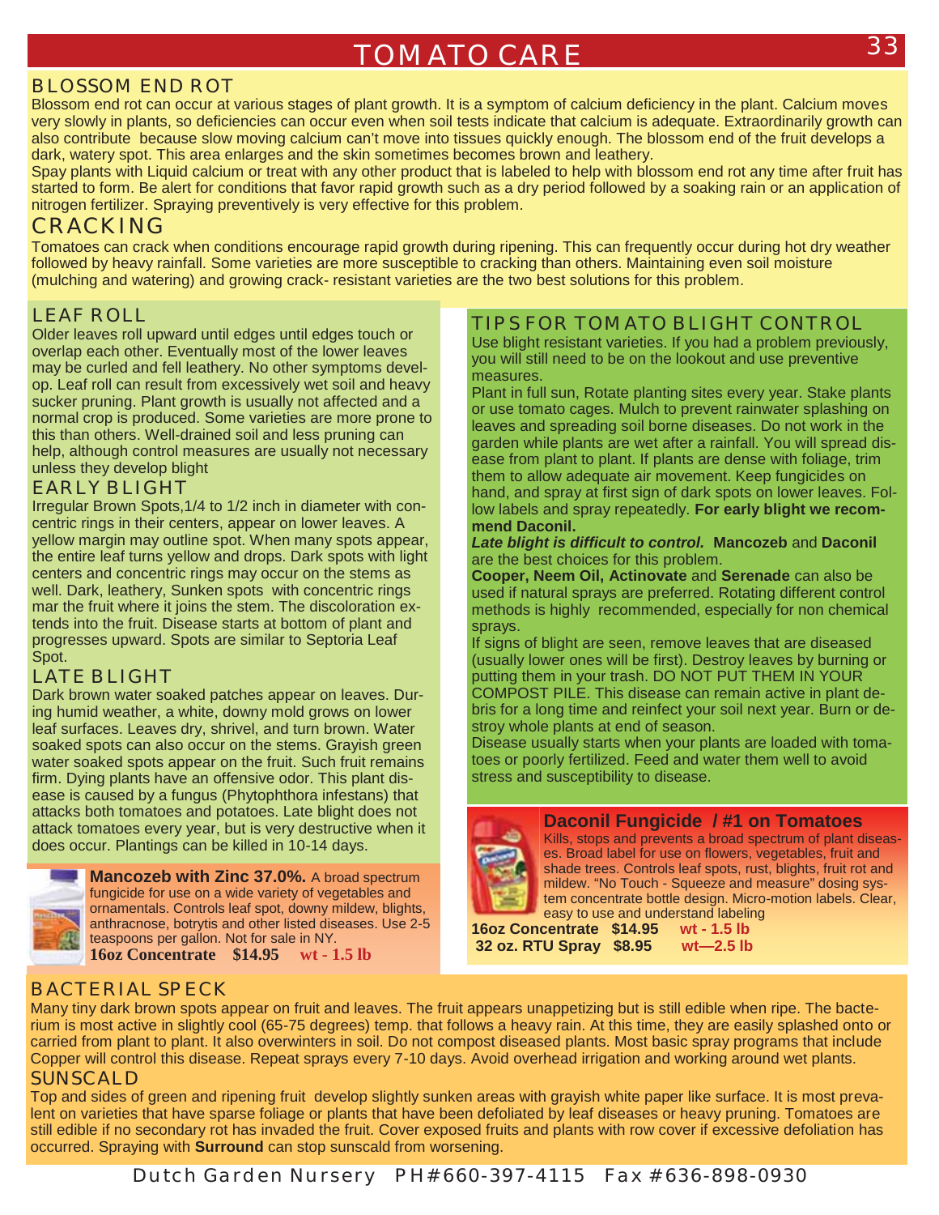# TOMATO CARE

## BLOSSOM END ROT

Blossom end rot can occur at various stages of plant growth. It is a symptom of calcium deficiency in the plant. Calcium moves very slowly in plants, so deficiencies can occur even when soil tests indicate that calcium is adequate. Extraordinarily growth can also contribute because slow moving calcium can't move into tissues quickly enough. The blossom end of the fruit develops a dark, watery spot. This area enlarges and the skin sometimes becomes brown and leathery.

Spay plants with Liquid calcium or treat with any other product that is labeled to help with blossom end rot any time after fruit has started to form. Be alert for conditions that favor rapid growth such as a dry period followed by a soaking rain or an application of nitrogen fertilizer. Spraying preventively is very effective for this problem.

## CRACKING

Tomatoes can crack when conditions encourage rapid growth during ripening. This can frequently occur during hot dry weather followed by heavy rainfall. Some varieties are more susceptible to cracking than others. Maintaining even soil moisture (mulching and watering) and growing crack- resistant varieties are the two best solutions for this problem.

## LEAF ROLL

Older leaves roll upward until edges until edges touch or overlap each other. Eventually most of the lower leaves may be curled and fell leathery. No other symptoms develop. Leaf roll can result from excessively wet soil and heavy sucker pruning. Plant growth is usually not affected and a normal crop is produced. Some varieties are more prone to this than others. Well-drained soil and less pruning can help, although control measures are usually not necessary unless they develop blight

## EARLY BLIGHT

Irregular Brown Spots,1/4 to 1/2 inch in diameter with concentric rings in their centers, appear on lower leaves. A yellow margin may outline spot. When many spots appear, the entire leaf turns yellow and drops. Dark spots with light centers and concentric rings may occur on the stems as well. Dark, leathery, Sunken spots with concentric rings mar the fruit where it joins the stem. The discoloration extends into the fruit. Disease starts at bottom of plant and progresses upward. Spots are similar to Septoria Leaf Spot.

## LATE BLIGHT

Dark brown water soaked patches appear on leaves. During humid weather, a white, downy mold grows on lower leaf surfaces. Leaves dry, shrivel, and turn brown. Water soaked spots can also occur on the stems. Grayish green water soaked spots appear on the fruit. Such fruit remains firm. Dying plants have an offensive odor. This plant disease is caused by a fungus (Phytophthora infestans) that attacks both tomatoes and potatoes. Late blight does not attack tomatoes every year, but is very destructive when it does occur. Plantings can be killed in 10-14 days.

**Mancozeb with Zinc 37.0%.** A broad spectrum fungicide for use on a wide variety of vegetables and ornamentals. Controls leaf spot, downy mildew, blights, anthracnose, botrytis and other listed diseases. Use 2-5 teaspoons per gallon. Not for sale in NY.
**16oz Concentrate $14.95** **wt - 1.5 lb**

## TIPS FOR TOMATO BLIGHT CONTROL

Use blight resistant varieties. If you had a problem previously, you will still need to be on the lookout and use preventive measures.

Plant in full sun, Rotate planting sites every year. Stake plants or use tomato cages. Mulch to prevent rainwater splashing on leaves and spreading soil borne diseases. Do not work in the garden while plants are wet after a rainfall. You will spread disease from plant to plant. If plants are dense with foliage, trim them to allow adequate air movement. Keep fungicides on hand, and spray at first sign of dark spots on lower leaves. Follow labels and spray repeatedly. **For early blight we recommend Daconil.**

***Late blight is difficult to control.*** **Mancozeb** and **Daconil** are the best choices for this problem.

**Cooper, Neem Oil, Actinovate** and **Serenade** can also be used if natural sprays are preferred. Rotating different control methods is highly recommended, especially for non chemical sprays.

If signs of blight are seen, remove leaves that are diseased (usually lower ones will be first). Destroy leaves by burning or putting them in your trash. DO NOT PUT THEM IN YOUR COMPOST PILE. This disease can remain active in plant debris for a long time and reinfect your soil next year. Burn or destroy whole plants at end of season.

Disease usually starts when your plants are loaded with tomatoes or poorly fertilized. Feed and water them well to avoid stress and susceptibility to disease.

**Daconil Fungicide / #1 on Tomatoes**
Kills, stops and prevents a broad spectrum of plant diseases. Broad label for use on flowers, vegetables, fruit and shade trees. Controls leaf spots, rust, blights, fruit rot and mildew. "No Touch - Squeeze and measure" dosing system concentrate bottle design. Micro-motion labels. Clear, easy to use and understand labeling
**16oz Concentrate $14.95** **wt - 1.5 lb**
**32 oz. RTU Spray $8.95** **wt—2.5 lb**

## BACTERIAL SPECK

Many tiny dark brown spots appear on fruit and leaves. The fruit appears unappetizing but is still edible when ripe. The bacterium is most active in slightly cool (65-75 degrees) temp. that follows a heavy rain. At this time, they are easily splashed onto or carried from plant to plant. It also overwinters in soil. Do not compost diseased plants. Most basic spray programs that include Copper will control this disease. Repeat sprays every 7-10 days. Avoid overhead irrigation and working around wet plants.

## SUNSCALD

Top and sides of green and ripening fruit develop slightly sunken areas with grayish white paper like surface. It is most prevalent on varieties that have sparse foliage or plants that have been defoliated by leaf diseases or heavy pruning. Tomatoes are still edible if no secondary rot has invaded the fruit. Cover exposed fruits and plants with row cover if excessive defoliation has occurred. Spraying with **Surround** can stop sunscald from worsening.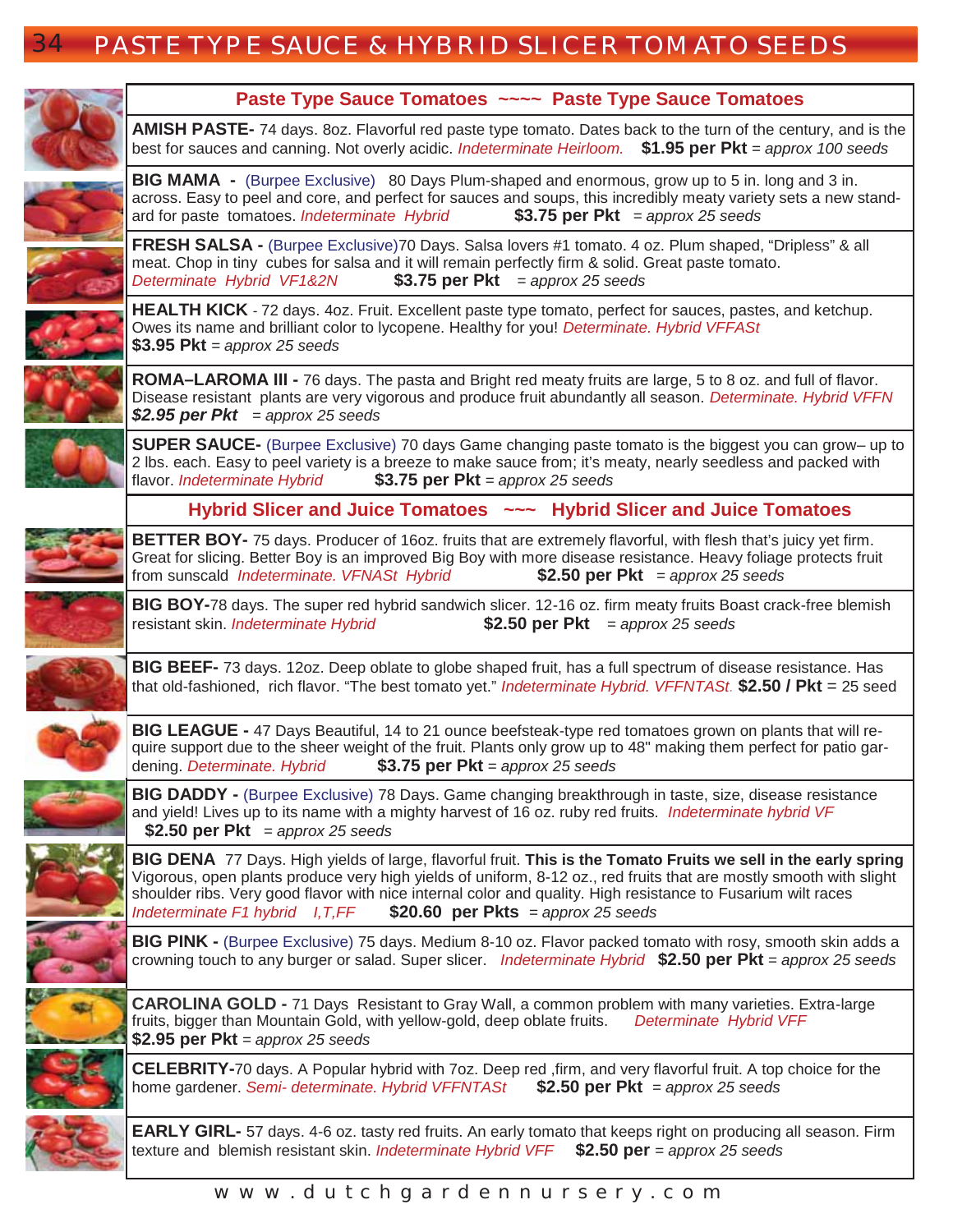# PASTE TYPE SAUCE & HYBRID SLICER TOMATO SEEDS

## Paste Type Sauce Tomatoes ~~~~ Paste Type Sauce Tomatoes

**AMISH PASTE-** 74 days. 8oz. Flavorful red paste type tomato. Dates back to the turn of the century, and is the best for sauces and canning. Not overly acidic. *Indeterminate Heirloom.* **$1.95 per Pkt** = *approx 100 seeds*

**BIG MAMA -** (Burpee Exclusive) 80 Days Plum-shaped and enormous, grow up to 5 in. long and 3 in. across. Easy to peel and core, and perfect for sauces and soups, this incredibly meaty variety sets a new standard for paste tomatoes. *Indeterminate Hybrid* **$3.75 per Pkt** = *approx 25 seeds*

**FRESH SALSA -** (Burpee Exclusive)70 Days. Salsa lovers #1 tomato. 4 oz. Plum shaped, "Dripless" & all meat. Chop in tiny cubes for salsa and it will remain perfectly firm & solid. Great paste tomato. *Determinate Hybrid VF1&2N* **$3.75 per Pkt** = *approx 25 seeds*

**HEALTH KICK** - 72 days. 4oz. Fruit. Excellent paste type tomato, perfect for sauces, pastes, and ketchup. Owes its name and brilliant color to lycopene. Healthy for you! *Determinate. Hybrid VFFASt* **$3.95 Pkt** = *approx 25 seeds*

**ROMA–LAROMA III -** 76 days. The pasta and Bright red meaty fruits are large, 5 to 8 oz. and full of flavor. Disease resistant plants are very vigorous and produce fruit abundantly all season. *Determinate. Hybrid VFFN* ***$2.95 per Pkt*** = *approx 25 seeds*

**SUPER SAUCE-** (Burpee Exclusive) 70 days Game changing paste tomato is the biggest you can grow– up to 2 lbs. each. Easy to peel variety is a breeze to make sauce from; it's meaty, nearly seedless and packed with flavor. *Indeterminate Hybrid* **$3.75 per Pkt** = *approx 25 seeds*

## Hybrid Slicer and Juice Tomatoes ~~~ Hybrid Slicer and Juice Tomatoes

**BETTER BOY-** 75 days. Producer of 16oz. fruits that are extremely flavorful, with flesh that's juicy yet firm. Great for slicing. Better Boy is an improved Big Boy with more disease resistance. Heavy foliage protects fruit from sunscald *Indeterminate. VFNASt Hybrid* **$2.50 per Pkt** = *approx 25 seeds*

**BIG BOY-**78 days. The super red hybrid sandwich slicer. 12-16 oz. firm meaty fruits Boast crack-free blemish resistant skin. *Indeterminate Hybrid* **$2.50 per Pkt** = *approx 25 seeds*

**BIG BEEF-** 73 days. 12oz. Deep oblate to globe shaped fruit, has a full spectrum of disease resistance. Has that old-fashioned, rich flavor. "The best tomato yet." *Indeterminate Hybrid. VFFNTASt.* **$2.50 / Pkt** = 25 seed

**BIG LEAGUE -** 47 Days Beautiful, 14 to 21 ounce beefsteak-type red tomatoes grown on plants that will require support due to the sheer weight of the fruit. Plants only grow up to 48" making them perfect for patio gardening. *Determinate. Hybrid* **$3.75 per Pkt** = *approx 25 seeds*

**BIG DADDY -** (Burpee Exclusive) 78 Days. Game changing breakthrough in taste, size, disease resistance and yield! Lives up to its name with a mighty harvest of 16 oz. ruby red fruits. *Indeterminate hybrid VF* **$2.50 per Pkt** = *approx 25 seeds*

**BIG DENA** 77 Days. High yields of large, flavorful fruit. **This is the Tomato Fruits we sell in the early spring** Vigorous, open plants produce very high yields of uniform, 8-12 oz., red fruits that are mostly smooth with slight shoulder ribs. Very good flavor with nice internal color and quality. High resistance to Fusarium wilt races *Indeterminate F1 hybrid I,T,FF* **$20.60 per Pkts** = *approx 25 seeds*

**BIG PINK -** (Burpee Exclusive) 75 days. Medium 8-10 oz. Flavor packed tomato with rosy, smooth skin adds a crowning touch to any burger or salad. Super slicer. *Indeterminate Hybrid* **$2.50 per Pkt** = *approx 25 seeds*

**CAROLINA GOLD -** 71 Days Resistant to Gray Wall, a common problem with many varieties. Extra-large fruits, bigger than Mountain Gold, with yellow-gold, deep oblate fruits. *Determinate Hybrid VFF* **$2.95 per Pkt** = *approx 25 seeds*

**CELEBRITY-**70 days. A Popular hybrid with 7oz. Deep red ,firm, and very flavorful fruit. A top choice for the home gardener. *Semi- determinate. Hybrid VFFNTASt* **$2.50 per Pkt** = *approx 25 seeds*

**EARLY GIRL-** 57 days. 4-6 oz. tasty red fruits. An early tomato that keeps right on producing all season. Firm texture and blemish resistant skin. *Indeterminate Hybrid VFF* **$2.50 per** = *approx 25 seeds*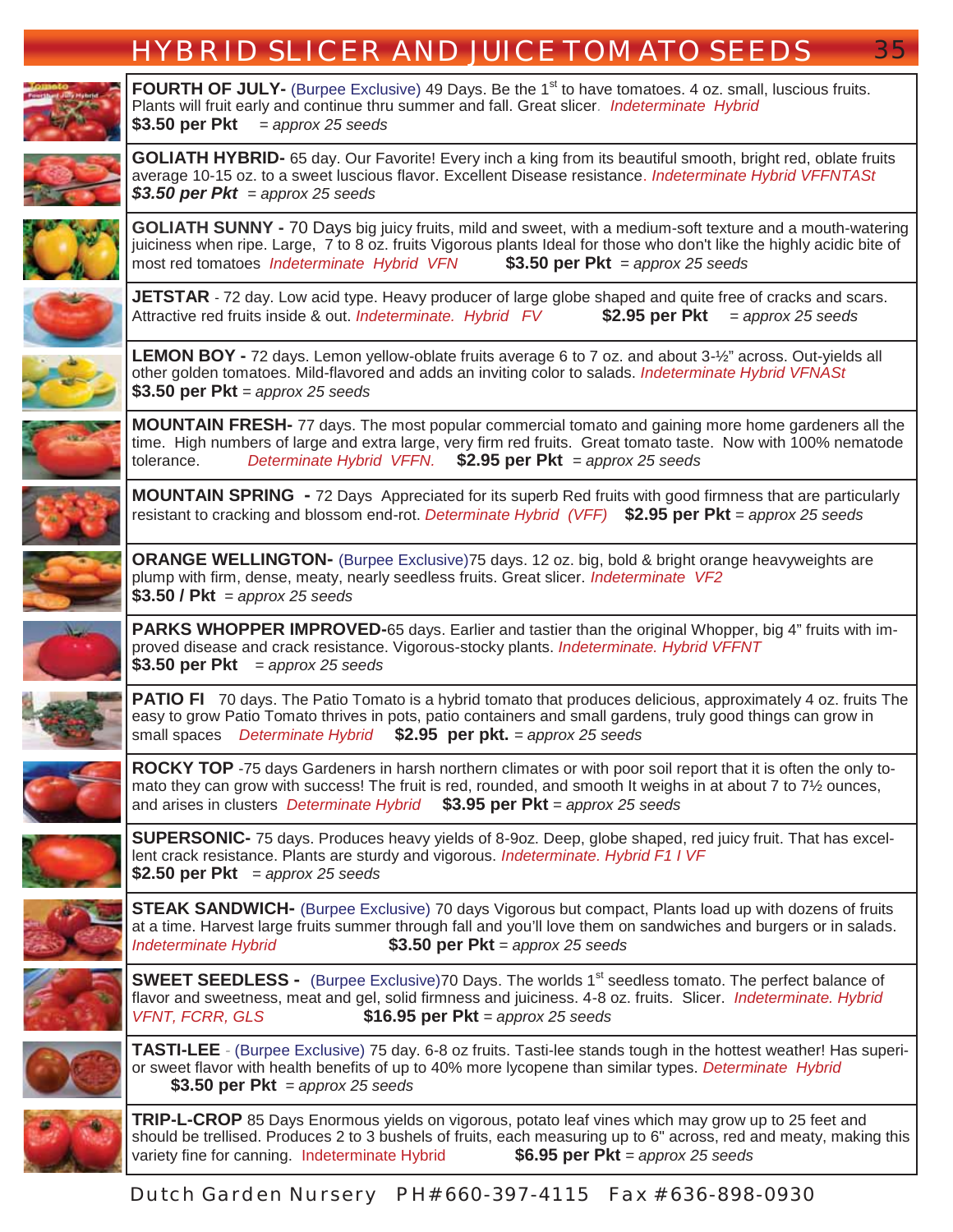# HYBRID SLICER AND JUICE TOMATO SEEDS

**FOURTH OF JULY-** (Burpee Exclusive) 49 Days. Be the 1st to have tomatoes. 4 oz. small, luscious fruits. Plants will fruit early and continue thru summer and fall. Great slicer. *Indeterminate Hybrid*
**$3.50 per Pkt** *= approx 25 seeds*

**GOLIATH HYBRID-** 65 day. Our Favorite! Every inch a king from its beautiful smooth, bright red, oblate fruits average 10-15 oz. to a sweet luscious flavor. Excellent Disease resistance. *Indeterminate Hybrid VFFNTASt*
***$3.50 per Pkt*** *= approx 25 seeds*

**GOLIATH SUNNY -** 70 Days big juicy fruits, mild and sweet, with a medium-soft texture and a mouth-watering juiciness when ripe. Large, 7 to 8 oz. fruits Vigorous plants Ideal for those who don't like the highly acidic bite of most red tomatoes *Indeterminate Hybrid VFN* **$3.50 per Pkt** *= approx 25 seeds*

**JETSTAR** - 72 day. Low acid type. Heavy producer of large globe shaped and quite free of cracks and scars. Attractive red fruits inside & out. *Indeterminate. Hybrid FV* **$2.95 per Pkt** *= approx 25 seeds*

**LEMON BOY -** 72 days. Lemon yellow-oblate fruits average 6 to 7 oz. and about 3-½" across. Out-yields all other golden tomatoes. Mild-flavored and adds an inviting color to salads. *Indeterminate Hybrid VFNASt*
**$3.50 per Pkt** *= approx 25 seeds*

**MOUNTAIN FRESH-** 77 days. The most popular commercial tomato and gaining more home gardeners all the time. High numbers of large and extra large, very firm red fruits. Great tomato taste. Now with 100% nematode tolerance. *Determinate Hybrid VFFN.* **$2.95 per Pkt** *= approx 25 seeds*

**MOUNTAIN SPRING -** 72 Days Appreciated for its superb Red fruits with good firmness that are particularly resistant to cracking and blossom end-rot. *Determinate Hybrid (VFF)* **$2.95 per Pkt** *= approx 25 seeds*

**ORANGE WELLINGTON-** (Burpee Exclusive)75 days. 12 oz. big, bold & bright orange heavyweights are plump with firm, dense, meaty, nearly seedless fruits. Great slicer. *Indeterminate VF2*
**$3.50 / Pkt** *= approx 25 seeds*

**PARKS WHOPPER IMPROVED-**65 days. Earlier and tastier than the original Whopper, big 4" fruits with improved disease and crack resistance. Vigorous-stocky plants. *Indeterminate. Hybrid VFFNT*
**$3.50 per Pkt** *= approx 25 seeds*

**PATIO FI** 70 days. The Patio Tomato is a hybrid tomato that produces delicious, approximately 4 oz. fruits The easy to grow Patio Tomato thrives in pots, patio containers and small gardens, truly good things can grow in small spaces *Determinate Hybrid* **$2.95 per pkt.** *= approx 25 seeds*

**ROCKY TOP** -75 days Gardeners in harsh northern climates or with poor soil report that it is often the only tomato they can grow with success! The fruit is red, rounded, and smooth It weighs in at about 7 to 7½ ounces, and arises in clusters *Determinate Hybrid* **$3.95 per Pkt** *= approx 25 seeds*

**SUPERSONIC-** 75 days. Produces heavy yields of 8-9oz. Deep, globe shaped, red juicy fruit. That has excellent crack resistance. Plants are sturdy and vigorous. *Indeterminate. Hybrid F1 I VF*
**$2.50 per Pkt** *= approx 25 seeds*

**STEAK SANDWICH-** (Burpee Exclusive) 70 days Vigorous but compact, Plants load up with dozens of fruits at a time. Harvest large fruits summer through fall and you'll love them on sandwiches and burgers or in salads.
*Indeterminate Hybrid* **$3.50 per Pkt** *= approx 25 seeds*

**SWEET SEEDLESS -** (Burpee Exclusive)70 Days. The worlds 1st seedless tomato. The perfect balance of flavor and sweetness, meat and gel, solid firmness and juiciness. 4-8 oz. fruits. Slicer. *Indeterminate. Hybrid VFNT, FCRR, GLS* **$16.95 per Pkt** *= approx 25 seeds*

**TASTI-LEE** - (Burpee Exclusive) 75 day. 6-8 oz fruits. Tasti-lee stands tough in the hottest weather! Has superior sweet flavor with health benefits of up to 40% more lycopene than similar types. *Determinate Hybrid*
**$3.50 per Pkt** *= approx 25 seeds*

**TRIP-L-CROP** 85 Days Enormous yields on vigorous, potato leaf vines which may grow up to 25 feet and should be trellised. Produces 2 to 3 bushels of fruits, each measuring up to 6" across, red and meaty, making this variety fine for canning. *Indeterminate Hybrid* **$6.95 per Pkt** *= approx 25 seeds*

Dutch Garden Nursery PH#660-397-4115 Fax #636-898-0930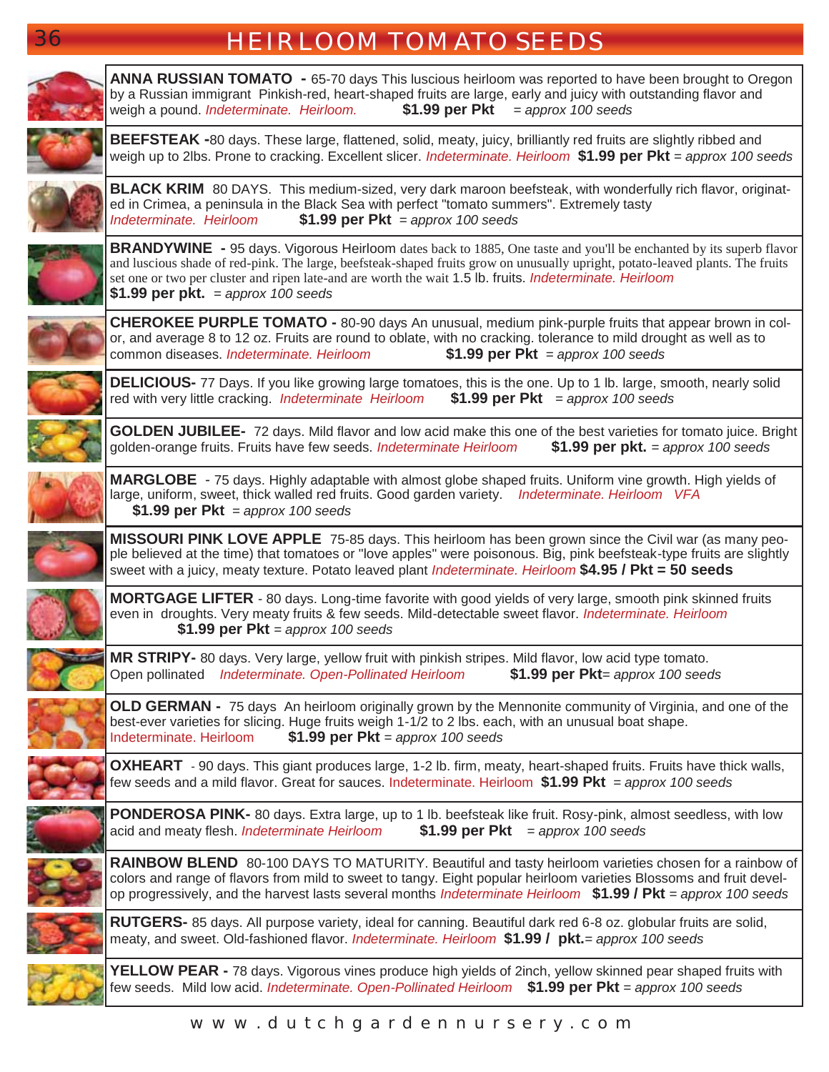// HEIRLOOM TOMATO SEEDS

**ANNA RUSSIAN TOMATO -** 65-70 days This luscious heirloom was reported to have been brought to Oregon by a Russian immigrant Pinkish-red, heart-shaped fruits are large, early and juicy with outstanding flavor and weigh a pound. *Indeterminate. Heirloom.* **$1.99 per Pkt** *= approx 100 seeds*

**BEEFSTEAK -**80 days. These large, flattened, solid, meaty, juicy, brilliantly red fruits are slightly ribbed and weigh up to 2lbs. Prone to cracking. Excellent slicer. *Indeterminate. Heirloom* **$1.99 per Pkt** *= approx 100 seeds*

**BLACK KRIM** 80 DAYS. This medium-sized, very dark maroon beefsteak, with wonderfully rich flavor, originated in Crimea, a peninsula in the Black Sea with perfect "tomato summers". Extremely tasty *Indeterminate. Heirloom* **$1.99 per Pkt** *= approx 100 seeds*

**BRANDYWINE -** 95 days. Vigorous Heirloom dates back to 1885, One taste and you'll be enchanted by its superb flavor and luscious shade of red-pink. The large, beefsteak-shaped fruits grow on unusually upright, potato-leaved plants. The fruits set one or two per cluster and ripen late-and are worth the wait 1.5 lb. fruits. *Indeterminate. Heirloom* **$1.99 per pkt.** *= approx 100 seeds*

**CHEROKEE PURPLE TOMATO -** 80-90 days An unusual, medium pink-purple fruits that appear brown in color, and average 8 to 12 oz. Fruits are round to oblate, with no cracking. tolerance to mild drought as well as to common diseases. *Indeterminate. Heirloom* **$1.99 per Pkt** *= approx 100 seeds*

**DELICIOUS-** 77 Days. If you like growing large tomatoes, this is the one. Up to 1 lb. large, smooth, nearly solid red with very little cracking. *Indeterminate Heirloom* **$1.99 per Pkt** *= approx 100 seeds*

**GOLDEN JUBILEE-** 72 days. Mild flavor and low acid make this one of the best varieties for tomato juice. Bright golden-orange fruits. Fruits have few seeds. *Indeterminate Heirloom* **$1.99 per pkt.** *= approx 100 seeds*

**MARGLOBE** - 75 days. Highly adaptable with almost globe shaped fruits. Uniform vine growth. High yields of large, uniform, sweet, thick walled red fruits. Good garden variety. *Indeterminate. Heirloom VFA* **$1.99 per Pkt** *= approx 100 seeds*

**MISSOURI PINK LOVE APPLE** 75-85 days. This heirloom has been grown since the Civil war (as many people believed at the time) that tomatoes or "love apples" were poisonous. Big, pink beefsteak-type fruits are slightly sweet with a juicy, meaty texture. Potato leaved plant *Indeterminate. Heirloom* **$4.95 / Pkt = 50 seeds**

**MORTGAGE LIFTER** - 80 days. Long-time favorite with good yields of very large, smooth pink skinned fruits even in droughts. Very meaty fruits & few seeds. Mild-detectable sweet flavor. *Indeterminate. Heirloom* **$1.99 per Pkt** *= approx 100 seeds*

**MR STRIPY-** 80 days. Very large, yellow fruit with pinkish stripes. Mild flavor, low acid type tomato. Open pollinated *Indeterminate. Open-Pollinated Heirloom* **$1.99 per Pkt**= *approx 100 seeds*

**OLD GERMAN -** 75 days An heirloom originally grown by the Mennonite community of Virginia, and one of the best-ever varieties for slicing. Huge fruits weigh 1-1/2 to 2 lbs. each, with an unusual boat shape. Indeterminate. Heirloom **$1.99 per Pkt** *= approx 100 seeds*

**OXHEART** - 90 days. This giant produces large, 1-2 lb. firm, meaty, heart-shaped fruits. Fruits have thick walls, few seeds and a mild flavor. Great for sauces. Indeterminate. Heirloom **$1.99 Pkt** *= approx 100 seeds*

**PONDEROSA PINK-** 80 days. Extra large, up to 1 lb. beefsteak like fruit. Rosy-pink, almost seedless, with low acid and meaty flesh. *Indeterminate Heirloom* **$1.99 per Pkt** *= approx 100 seeds*

**RAINBOW BLEND** 80-100 DAYS TO MATURITY. Beautiful and tasty heirloom varieties chosen for a rainbow of colors and range of flavors from mild to sweet to tangy. Eight popular heirloom varieties Blossoms and fruit develop progressively, and the harvest lasts several months *Indeterminate Heirloom* **$1.99 / Pkt** *= approx 100 seeds*

**RUTGERS-** 85 days. All purpose variety, ideal for canning. Beautiful dark red 6-8 oz. globular fruits are solid, meaty, and sweet. Old-fashioned flavor. *Indeterminate. Heirloom* **$1.99 / pkt.**= *approx 100 seeds*

**YELLOW PEAR -** 78 days. Vigorous vines produce high yields of 2inch, yellow skinned pear shaped fruits with few seeds. Mild low acid. *Indeterminate. Open-Pollinated Heirloom* **$1.99 per Pkt** *= approx 100 seeds*

www.dutchgardennursery.com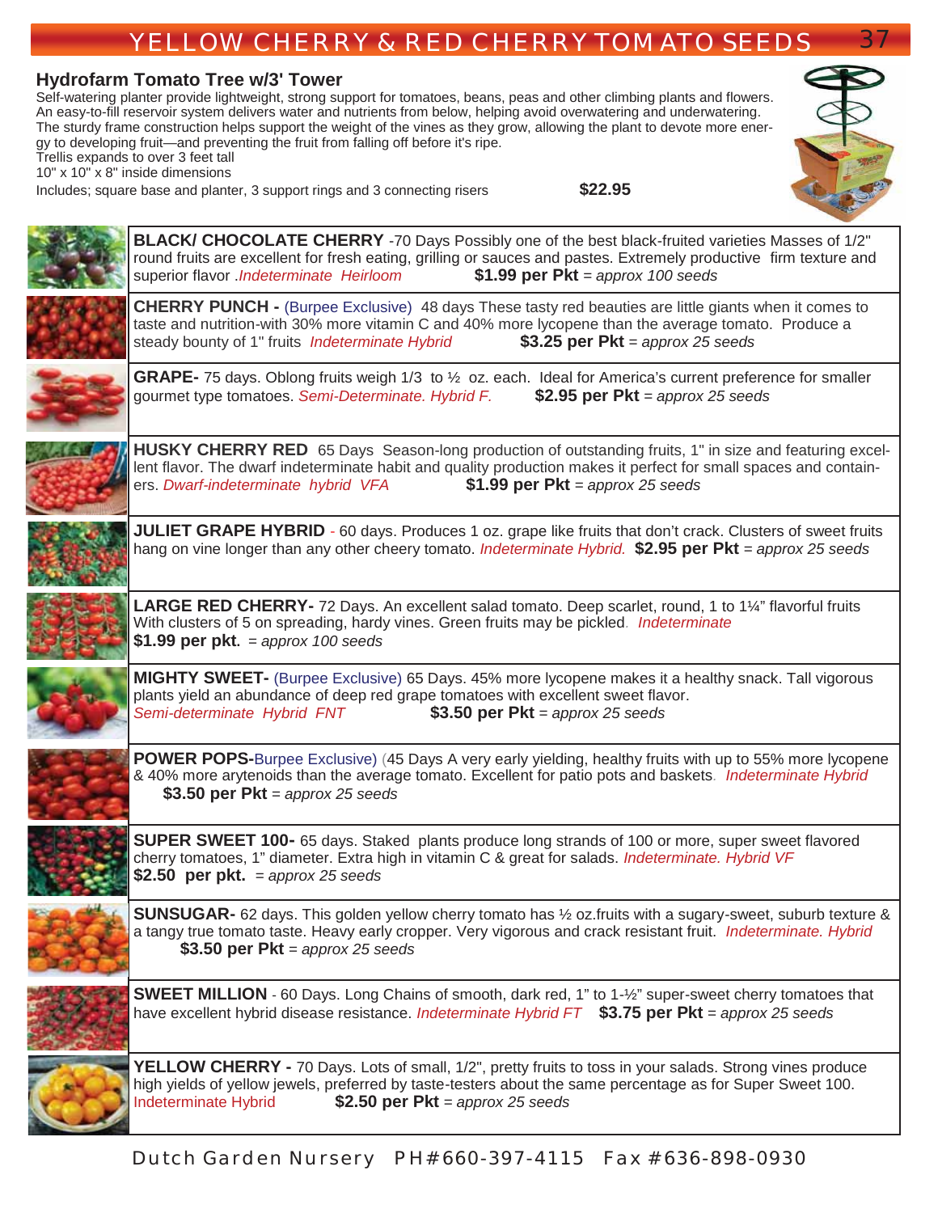# YELLOW CHERRY & RED CHERRY TOMATO SEEDS

## Hydrofarm Tomato Tree w/3' Tower

Self-watering planter provide lightweight, strong support for tomatoes, beans, peas and other climbing plants and flowers. An easy-to-fill reservoir system delivers water and nutrients from below, helping avoid overwatering and underwatering. The sturdy frame construction helps support the weight of the vines as they grow, allowing the plant to devote more energy to developing fruit—and preventing the fruit from falling off before it's ripe.
Trellis expands to over 3 feet tall
10" x 10" x 8" inside dimensions
Includes; square base and planter, 3 support rings and 3 connecting risers **$22.95**

**BLACK/ CHOCOLATE CHERRY** -70 Days Possibly one of the best black-fruited varieties Masses of 1/2" round fruits are excellent for fresh eating, grilling or sauces and pastes. Extremely productive firm texture and superior flavor .*Indeterminate Heirloom* **$1.99 per Pkt** = *approx 100 seeds*

**CHERRY PUNCH -** (Burpee Exclusive) 48 days These tasty red beauties are little giants when it comes to taste and nutrition-with 30% more vitamin C and 40% more lycopene than the average tomato. Produce a steady bounty of 1" fruits *Indeterminate Hybrid* **$3.25 per Pkt** = *approx 25 seeds*

**GRAPE-** 75 days. Oblong fruits weigh 1/3 to ½ oz. each. Ideal for America's current preference for smaller gourmet type tomatoes. *Semi-Determinate. Hybrid F.* **$2.95 per Pkt** = *approx 25 seeds*

**HUSKY CHERRY RED** 65 Days Season-long production of outstanding fruits, 1" in size and featuring excellent flavor. The dwarf indeterminate habit and quality production makes it perfect for small spaces and containers. *Dwarf-indeterminate hybrid VFA* **$1.99 per Pkt** = *approx 25 seeds*

**JULIET GRAPE HYBRID** - 60 days. Produces 1 oz. grape like fruits that don't crack. Clusters of sweet fruits hang on vine longer than any other cheery tomato. *Indeterminate Hybrid.* **$2.95 per Pkt** = *approx 25 seeds*

**LARGE RED CHERRY-** 72 Days. An excellent salad tomato. Deep scarlet, round, 1 to 1¼" flavorful fruits With clusters of 5 on spreading, hardy vines. Green fruits may be pickled. *Indeterminate*
**$1.99 per pkt.** = *approx 100 seeds*

**MIGHTY SWEET-** (Burpee Exclusive) 65 Days. 45% more lycopene makes it a healthy snack. Tall vigorous plants yield an abundance of deep red grape tomatoes with excellent sweet flavor.
*Semi-determinate Hybrid FNT* **$3.50 per Pkt** = *approx 25 seeds*

**POWER POPS-**Burpee Exclusive) (45 Days A very early yielding, healthy fruits with up to 55% more lycopene & 40% more arytenoids than the average tomato. Excellent for patio pots and baskets. *Indeterminate Hybrid*
**$3.50 per Pkt** = *approx 25 seeds*

**SUPER SWEET 100-** 65 days. Staked plants produce long strands of 100 or more, super sweet flavored cherry tomatoes, 1" diameter. Extra high in vitamin C & great for salads. *Indeterminate. Hybrid VF*
**$2.50 per pkt.** = *approx 25 seeds*

**SUNSUGAR-** 62 days. This golden yellow cherry tomato has ½ oz.fruits with a sugary-sweet, suburb texture & a tangy true tomato taste. Heavy early cropper. Very vigorous and crack resistant fruit. *Indeterminate. Hybrid*
**$3.50 per Pkt** = *approx 25 seeds*

**SWEET MILLION** - 60 Days. Long Chains of smooth, dark red, 1" to 1-½" super-sweet cherry tomatoes that have excellent hybrid disease resistance. *Indeterminate Hybrid FT* **$3.75 per Pkt** = *approx 25 seeds*

**YELLOW CHERRY -** 70 Days. Lots of small, 1/2", pretty fruits to toss in your salads. Strong vines produce high yields of yellow jewels, preferred by taste-testers about the same percentage as for Super Sweet 100.
Indeterminate Hybrid **$2.50 per Pkt** = *approx 25 seeds*

Dutch Garden Nursery PH#660-397-4115 Fax #636-898-0930